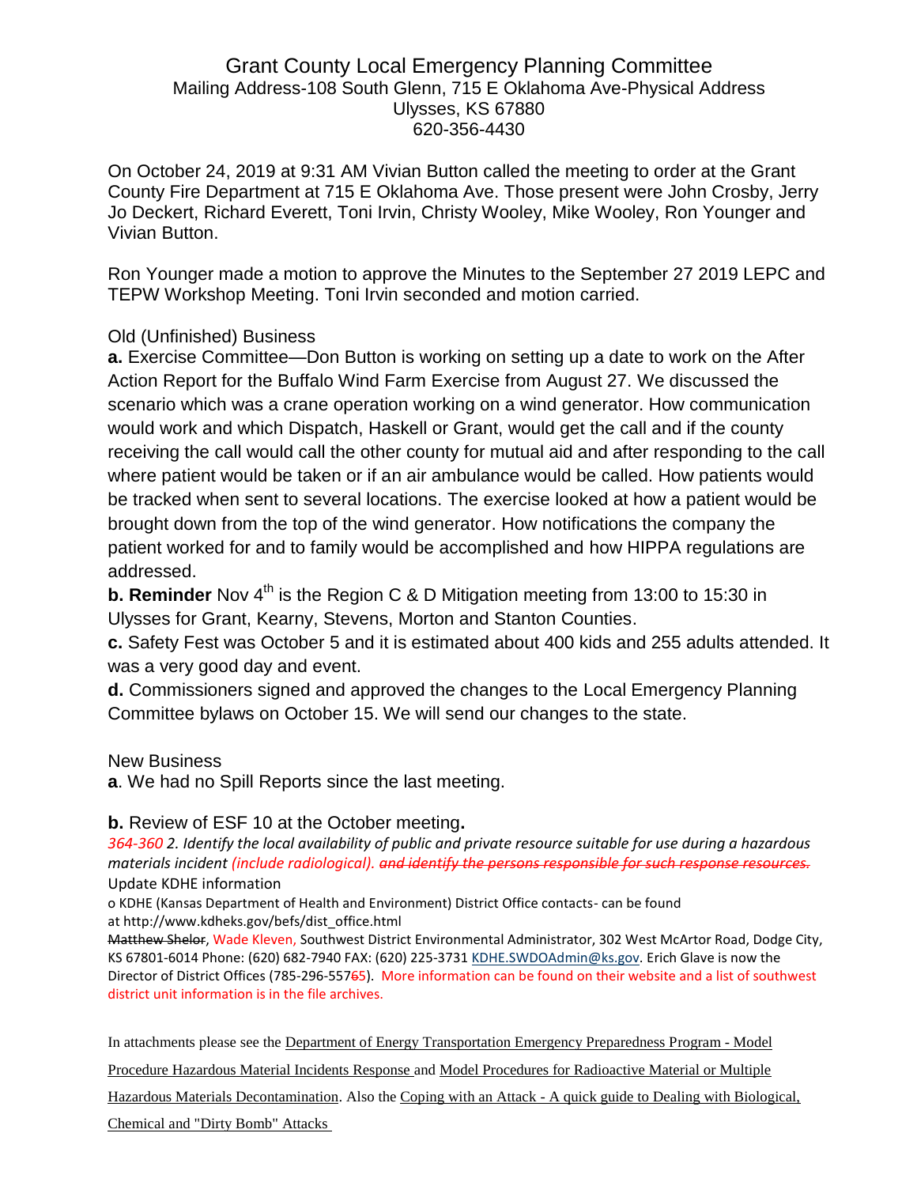# Grant County Local Emergency Planning Committee

Mailing Address-108 South Glenn, 715 E Oklahoma Ave-Physical Address
Ulysses, KS 67880
620-356-4430

On October 24, 2019 at 9:31 AM Vivian Button called the meeting to order at the Grant County Fire Department at 715 E Oklahoma Ave. Those present were John Crosby, Jerry Jo Deckert, Richard Everett, Toni Irvin, Christy Wooley, Mike Wooley, Ron Younger and Vivian Button.

Ron Younger made a motion to approve the Minutes to the September 27 2019 LEPC and TEPW Workshop Meeting. Toni Irvin seconded and motion carried.

Old (Unfinished) Business

**a.** Exercise Committee—Don Button is working on setting up a date to work on the After Action Report for the Buffalo Wind Farm Exercise from August 27. We discussed the scenario which was a crane operation working on a wind generator. How communication would work and which Dispatch, Haskell or Grant, would get the call and if the county receiving the call would call the other county for mutual aid and after responding to the call where patient would be taken or if an air ambulance would be called. How patients would be tracked when sent to several locations. The exercise looked at how a patient would be brought down from the top of the wind generator. How notifications the company the patient worked for and to family would be accomplished and how HIPPA regulations are addressed.

**b. Reminder** Nov 4th is the Region C & D Mitigation meeting from 13:00 to 15:30 in Ulysses for Grant, Kearny, Stevens, Morton and Stanton Counties.

**c.** Safety Fest was October 5 and it is estimated about 400 kids and 255 adults attended. It was a very good day and event.

**d.** Commissioners signed and approved the changes to the Local Emergency Planning Committee bylaws on October 15. We will send our changes to the state.

New Business

**a**. We had no Spill Reports since the last meeting.

**b.** Review of ESF 10 at the October meeting**.**

*364-360 2. Identify the local availability of public and private resource suitable for use during a hazardous materials incident (include radiological). ~~and identify the persons responsible for such response resources.~~*

Update KDHE information

o KDHE (Kansas Department of Health and Environment) District Office contacts- can be found at http://www.kdheks.gov/befs/dist_office.html

~~Matthew Shelor~~, Wade Kleven, Southwest District Environmental Administrator, 302 West McArtor Road, Dodge City, KS 67801-6014 Phone: (620) 682-7940 FAX: (620) 225-3731 KDHE.SWDOAdmin@ks.gov. Erich Glave is now the Director of District Offices (785-296-557~~6~~5). More information can be found on their website and a list of southwest district unit information is in the file archives.

In attachments please see the Department of Energy Transportation Emergency Preparedness Program - Model Procedure Hazardous Material Incidents Response and Model Procedures for Radioactive Material or Multiple Hazardous Materials Decontamination. Also the Coping with an Attack - A quick guide to Dealing with Biological, Chemical and "Dirty Bomb" Attacks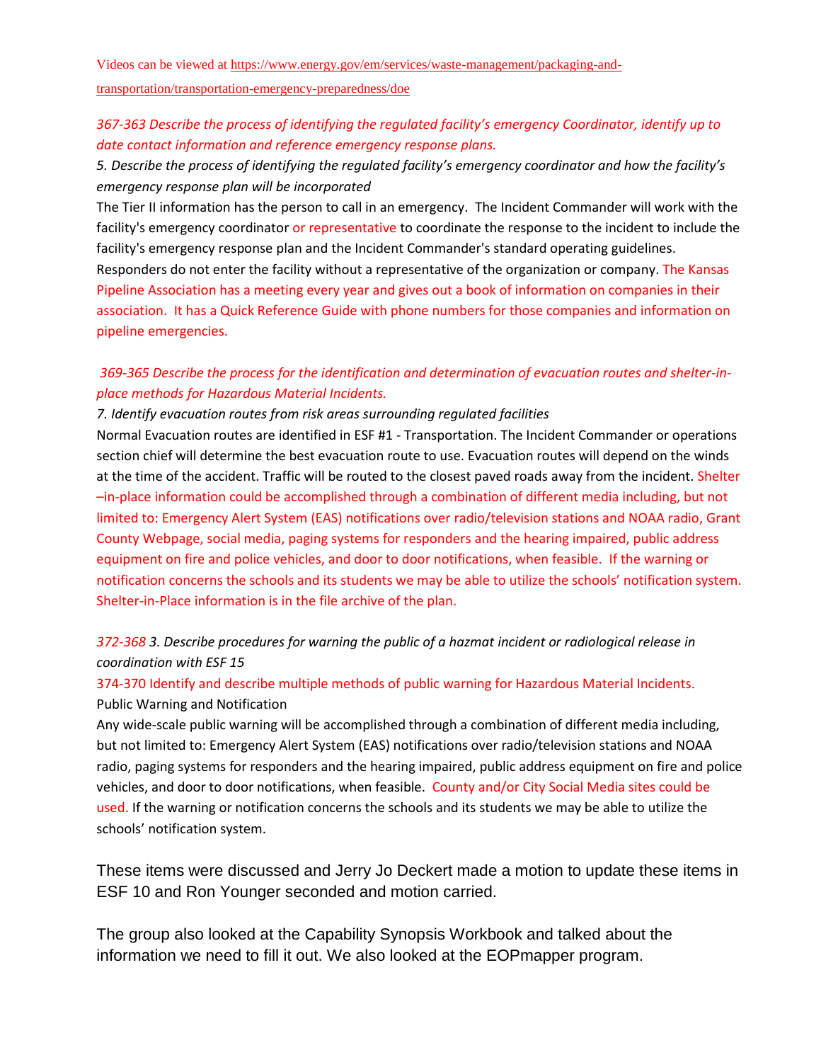Videos can be viewed at https://www.energy.gov/em/services/waste-management/packaging-and-transportation/transportation-emergency-preparedness/doe

*367-363 Describe the process of identifying the regulated facility's emergency Coordinator, identify up to date contact information and reference emergency response plans.*

*5. Describe the process of identifying the regulated facility's emergency coordinator and how the facility's emergency response plan will be incorporated*

The Tier II information has the person to call in an emergency. The Incident Commander will work with the facility's emergency coordinator or representative to coordinate the response to the incident to include the facility's emergency response plan and the Incident Commander's standard operating guidelines. Responders do not enter the facility without a representative of the organization or company. The Kansas Pipeline Association has a meeting every year and gives out a book of information on companies in their association. It has a Quick Reference Guide with phone numbers for those companies and information on pipeline emergencies.

*369-365 Describe the process for the identification and determination of evacuation routes and shelter-in-place methods for Hazardous Material Incidents.*

*7. Identify evacuation routes from risk areas surrounding regulated facilities*

Normal Evacuation routes are identified in ESF #1 - Transportation. The Incident Commander or operations section chief will determine the best evacuation route to use. Evacuation routes will depend on the winds at the time of the accident. Traffic will be routed to the closest paved roads away from the incident. Shelter –in-place information could be accomplished through a combination of different media including, but not limited to: Emergency Alert System (EAS) notifications over radio/television stations and NOAA radio, Grant County Webpage, social media, paging systems for responders and the hearing impaired, public address equipment on fire and police vehicles, and door to door notifications, when feasible. If the warning or notification concerns the schools and its students we may be able to utilize the schools' notification system. Shelter-in-Place information is in the file archive of the plan.

*372-368 3. Describe procedures for warning the public of a hazmat incident or radiological release in coordination with ESF 15*

374-370 Identify and describe multiple methods of public warning for Hazardous Material Incidents.

Public Warning and Notification

Any wide-scale public warning will be accomplished through a combination of different media including, but not limited to: Emergency Alert System (EAS) notifications over radio/television stations and NOAA radio, paging systems for responders and the hearing impaired, public address equipment on fire and police vehicles, and door to door notifications, when feasible. County and/or City Social Media sites could be used. If the warning or notification concerns the schools and its students we may be able to utilize the schools' notification system.

These items were discussed and Jerry Jo Deckert made a motion to update these items in ESF 10 and Ron Younger seconded and motion carried.

The group also looked at the Capability Synopsis Workbook and talked about the information we need to fill it out. We also looked at the EOPmapper program.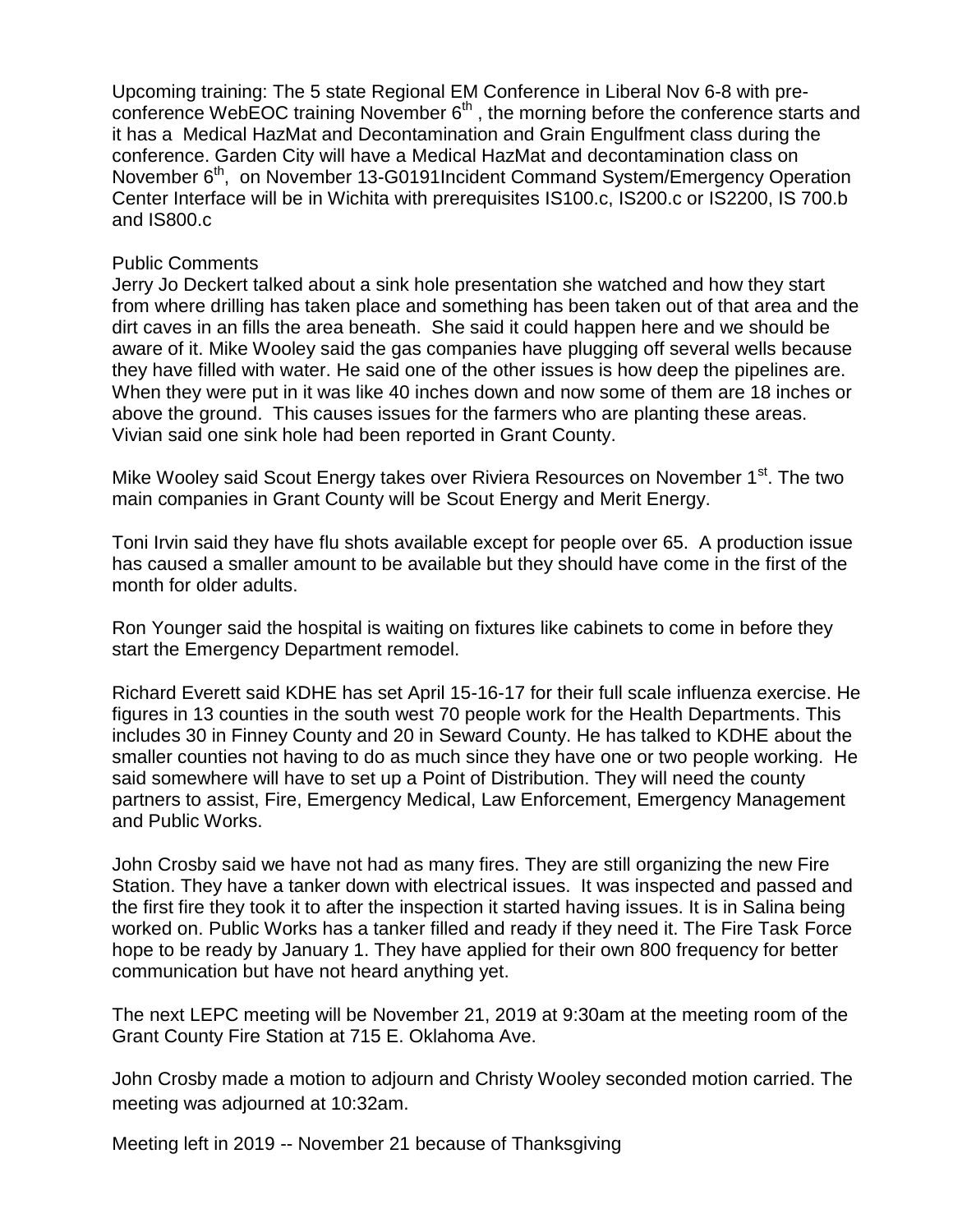Upcoming training: The 5 state Regional EM Conference in Liberal Nov 6-8 with pre-conference WebEOC training November 6th , the morning before the conference starts and it has a Medical HazMat and Decontamination and Grain Engulfment class during the conference. Garden City will have a Medical HazMat and decontamination class on November 6th, on November 13-G0191Incident Command System/Emergency Operation Center Interface will be in Wichita with prerequisites IS100.c, IS200.c or IS2200, IS 700.b and IS800.c

Public Comments

Jerry Jo Deckert talked about a sink hole presentation she watched and how they start from where drilling has taken place and something has been taken out of that area and the dirt caves in an fills the area beneath. She said it could happen here and we should be aware of it. Mike Wooley said the gas companies have plugging off several wells because they have filled with water. He said one of the other issues is how deep the pipelines are. When they were put in it was like 40 inches down and now some of them are 18 inches or above the ground. This causes issues for the farmers who are planting these areas. Vivian said one sink hole had been reported in Grant County.

Mike Wooley said Scout Energy takes over Riviera Resources on November 1st. The two main companies in Grant County will be Scout Energy and Merit Energy.

Toni Irvin said they have flu shots available except for people over 65. A production issue has caused a smaller amount to be available but they should have come in the first of the month for older adults.

Ron Younger said the hospital is waiting on fixtures like cabinets to come in before they start the Emergency Department remodel.

Richard Everett said KDHE has set April 15-16-17 for their full scale influenza exercise. He figures in 13 counties in the south west 70 people work for the Health Departments. This includes 30 in Finney County and 20 in Seward County. He has talked to KDHE about the smaller counties not having to do as much since they have one or two people working. He said somewhere will have to set up a Point of Distribution. They will need the county partners to assist, Fire, Emergency Medical, Law Enforcement, Emergency Management and Public Works.

John Crosby said we have not had as many fires. They are still organizing the new Fire Station. They have a tanker down with electrical issues. It was inspected and passed and the first fire they took it to after the inspection it started having issues. It is in Salina being worked on. Public Works has a tanker filled and ready if they need it. The Fire Task Force hope to be ready by January 1. They have applied for their own 800 frequency for better communication but have not heard anything yet.

The next LEPC meeting will be November 21, 2019 at 9:30am at the meeting room of the Grant County Fire Station at 715 E. Oklahoma Ave.

John Crosby made a motion to adjourn and Christy Wooley seconded motion carried. The meeting was adjourned at 10:32am.

Meeting left in 2019 -- November 21 because of Thanksgiving